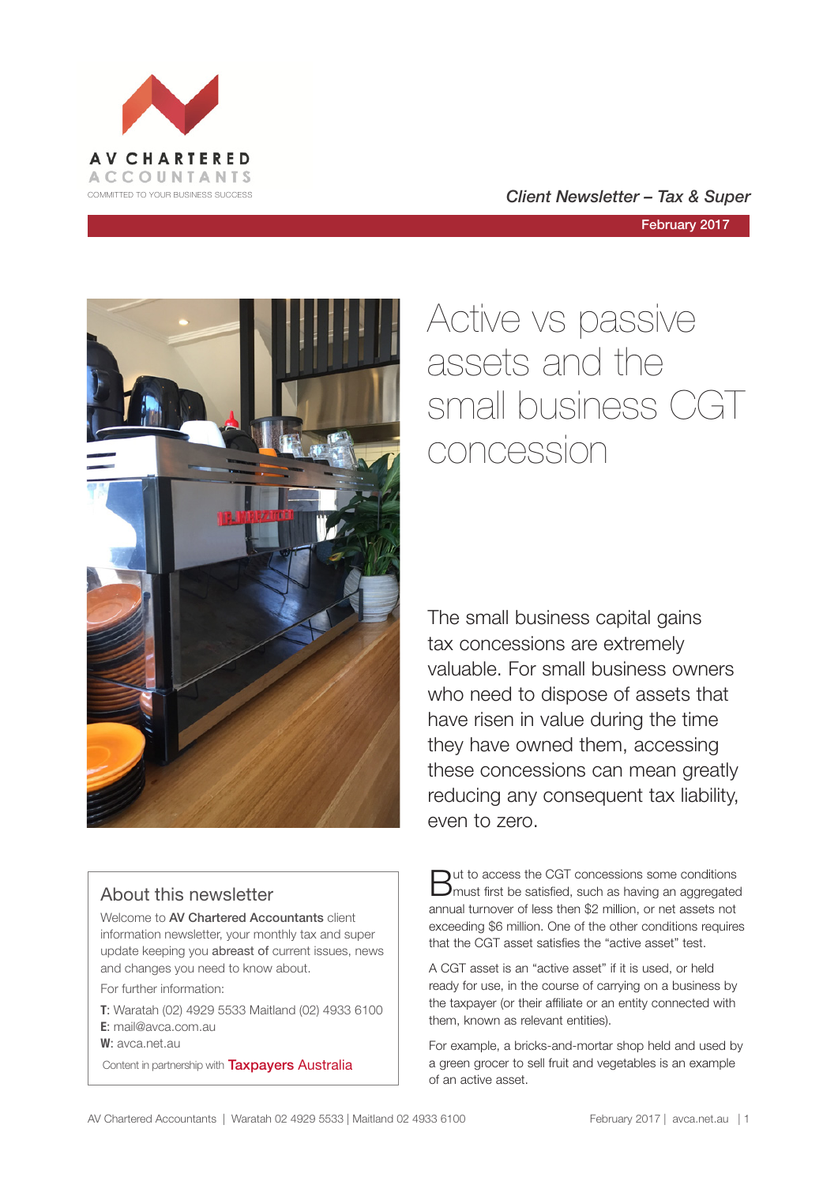AV CHARTERED ACCOUNTANTS

COMMITTED TO YOUR BUSINESS SUCCESS

*Client Newsletter – Tax & Super*

February 2017

# Active vs passive assets and the small business CGT concession

The small business capital gains tax concessions are extremely valuable. For small business owners who need to dispose of assets that have risen in value during the time they have owned them, accessing these concessions can mean greatly reducing any consequent tax liability, even to zero.

But to access the CGT concessions some conditions must first be satisfied, such as having an aggregated annual turnover of less then $2 million, or net assets not exceeding $6 million. One of the other conditions requires that the CGT asset satisfies the "active asset" test.

A CGT asset is an "active asset" if it is used, or held ready for use, in the course of carrying on a business by the taxpayer (or their affiliate or an entity connected with them, known as relevant entities).

For example, a bricks-and-mortar shop held and used by a green grocer to sell fruit and vegetables is an example of an active asset.

## About this newsletter

Welcome to **AV Chartered Accountants** client information newsletter, your monthly tax and super update keeping you **abreast of** current issues, news and changes you need to know about.

For further information:

**T**: Waratah (02) 4929 5533 Maitland (02) 4933 6100
**E**: mail@avca.com.au
**W**: avca.net.au

Content in partnership with Taxpayers Australia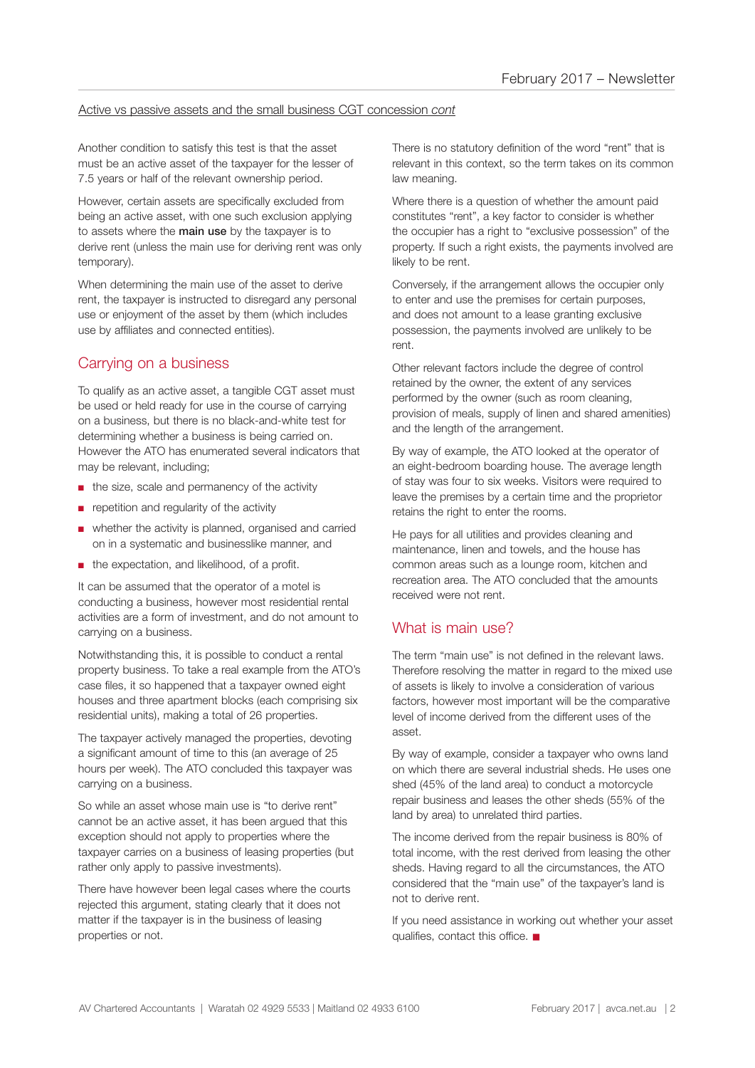Active vs passive assets and the small business CGT concession *cont*

Another condition to satisfy this test is that the asset must be an active asset of the taxpayer for the lesser of 7.5 years or half of the relevant ownership period.

However, certain assets are specifically excluded from being an active asset, with one such exclusion applying to assets where the **main use** by the taxpayer is to derive rent (unless the main use for deriving rent was only temporary).

When determining the main use of the asset to derive rent, the taxpayer is instructed to disregard any personal use or enjoyment of the asset by them (which includes use by affiliates and connected entities).

## Carrying on a business

To qualify as an active asset, a tangible CGT asset must be used or held ready for use in the course of carrying on a business, but there is no black-and-white test for determining whether a business is being carried on. However the ATO has enumerated several indicators that may be relevant, including;

- the size, scale and permanency of the activity
- repetition and regularity of the activity
- whether the activity is planned, organised and carried on in a systematic and businesslike manner, and
- the expectation, and likelihood, of a profit.

It can be assumed that the operator of a motel is conducting a business, however most residential rental activities are a form of investment, and do not amount to carrying on a business.

Notwithstanding this, it is possible to conduct a rental property business. To take a real example from the ATO's case files, it so happened that a taxpayer owned eight houses and three apartment blocks (each comprising six residential units), making a total of 26 properties.

The taxpayer actively managed the properties, devoting a significant amount of time to this (an average of 25 hours per week). The ATO concluded this taxpayer was carrying on a business.

So while an asset whose main use is "to derive rent" cannot be an active asset, it has been argued that this exception should not apply to properties where the taxpayer carries on a business of leasing properties (but rather only apply to passive investments).

There have however been legal cases where the courts rejected this argument, stating clearly that it does not matter if the taxpayer is in the business of leasing properties or not.

There is no statutory definition of the word "rent" that is relevant in this context, so the term takes on its common law meaning.

Where there is a question of whether the amount paid constitutes "rent", a key factor to consider is whether the occupier has a right to "exclusive possession" of the property. If such a right exists, the payments involved are likely to be rent.

Conversely, if the arrangement allows the occupier only to enter and use the premises for certain purposes, and does not amount to a lease granting exclusive possession, the payments involved are unlikely to be rent.

Other relevant factors include the degree of control retained by the owner, the extent of any services performed by the owner (such as room cleaning, provision of meals, supply of linen and shared amenities) and the length of the arrangement.

By way of example, the ATO looked at the operator of an eight-bedroom boarding house. The average length of stay was four to six weeks. Visitors were required to leave the premises by a certain time and the proprietor retains the right to enter the rooms.

He pays for all utilities and provides cleaning and maintenance, linen and towels, and the house has common areas such as a lounge room, kitchen and recreation area. The ATO concluded that the amounts received were not rent.

## What is main use?

The term "main use" is not defined in the relevant laws. Therefore resolving the matter in regard to the mixed use of assets is likely to involve a consideration of various factors, however most important will be the comparative level of income derived from the different uses of the asset.

By way of example, consider a taxpayer who owns land on which there are several industrial sheds. He uses one shed (45% of the land area) to conduct a motorcycle repair business and leases the other sheds (55% of the land by area) to unrelated third parties.

The income derived from the repair business is 80% of total income, with the rest derived from leasing the other sheds. Having regard to all the circumstances, the ATO considered that the "main use" of the taxpayer's land is not to derive rent.

If you need assistance in working out whether your asset qualifies, contact this office. ■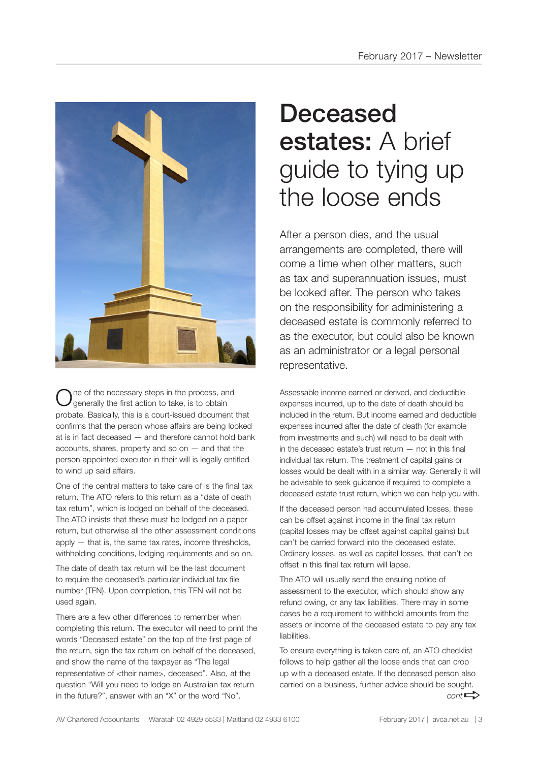# **Deceased estates:** A brief guide to tying up the loose ends

After a person dies, and the usual arrangements are completed, there will come a time when other matters, such as tax and superannuation issues, must be looked after. The person who takes on the responsibility for administering a deceased estate is commonly referred to as the executor, but could also be known as an administrator or a legal personal representative.

One of the necessary steps in the process, and generally the first action to take, is to obtain probate. Basically, this is a court-issued document that confirms that the person whose affairs are being looked at is in fact deceased — and therefore cannot hold bank accounts, shares, property and so on — and that the person appointed executor in their will is legally entitled to wind up said affairs.

One of the central matters to take care of is the final tax return. The ATO refers to this return as a "date of death tax return", which is lodged on behalf of the deceased. The ATO insists that these must be lodged on a paper return, but otherwise all the other assessment conditions apply — that is, the same tax rates, income thresholds, withholding conditions, lodging requirements and so on.

The date of death tax return will be the last document to require the deceased's particular individual tax file number (TFN). Upon completion, this TFN will not be used again.

There are a few other differences to remember when completing this return. The executor will need to print the words "Deceased estate" on the top of the first page of the return, sign the tax return on behalf of the deceased, and show the name of the taxpayer as "The legal representative of <their name>, deceased". Also, at the question "Will you need to lodge an Australian tax return in the future?", answer with an "X" or the word "No".

Assessable income earned or derived, and deductible expenses incurred, up to the date of death should be included in the return. But income earned and deductible expenses incurred after the date of death (for example from investments and such) will need to be dealt with in the deceased estate's trust return — not in this final individual tax return. The treatment of capital gains or losses would be dealt with in a similar way. Generally it will be advisable to seek guidance if required to complete a deceased estate trust return, which we can help you with.

If the deceased person had accumulated losses, these can be offset against income in the final tax return (capital losses may be offset against capital gains) but can't be carried forward into the deceased estate. Ordinary losses, as well as capital losses, that can't be offset in this final tax return will lapse.

The ATO will usually send the ensuing notice of assessment to the executor, which should show any refund owing, or any tax liabilities. There may in some cases be a requirement to withhold amounts from the assets or income of the deceased estate to pay any tax liabilities.

To ensure everything is taken care of, an ATO checklist follows to help gather all the loose ends that can crop up with a deceased estate. If the deceased person also carried on a business, further advice should be sought.

*cont* ⇨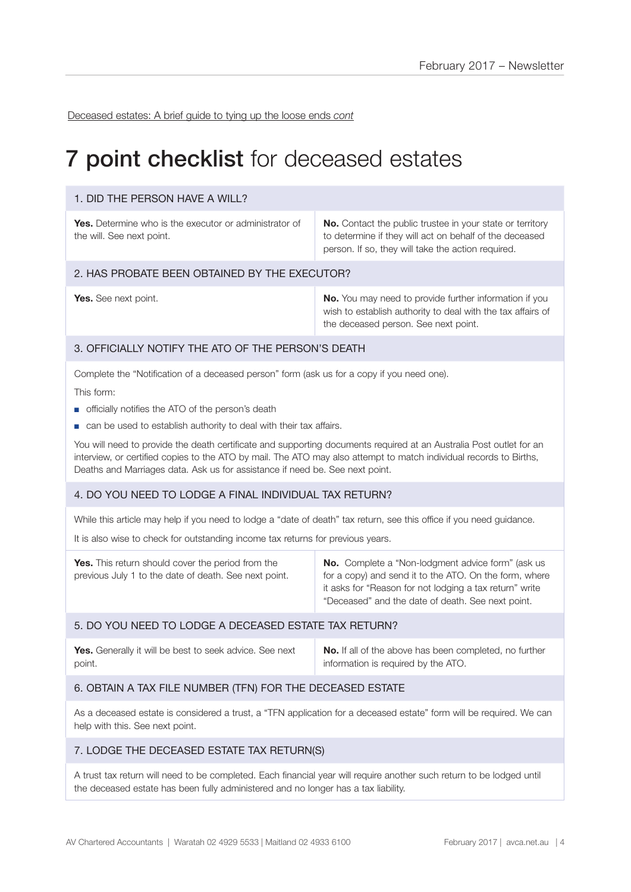Deceased estates: A brief guide to tying up the loose ends *cont*

# **7 point checklist** for deceased estates

## 1. DID THE PERSON HAVE A WILL?

**Yes.** Determine who is the executor or administrator of the will. See next point.

**No.** Contact the public trustee in your state or territory to determine if they will act on behalf of the deceased person. If so, they will take the action required.

## 2. HAS PROBATE BEEN OBTAINED BY THE EXECUTOR?

**Yes.** See next point.

**No.** You may need to provide further information if you wish to establish authority to deal with the tax affairs of the deceased person. See next point.

## 3. OFFICIALLY NOTIFY THE ATO OF THE PERSON'S DEATH

Complete the "Notification of a deceased person" form (ask us for a copy if you need one).

This form:

- officially notifies the ATO of the person's death
- can be used to establish authority to deal with their tax affairs.

You will need to provide the death certificate and supporting documents required at an Australia Post outlet for an interview, or certified copies to the ATO by mail. The ATO may also attempt to match individual records to Births, Deaths and Marriages data. Ask us for assistance if need be. See next point.

## 4. DO YOU NEED TO LODGE A FINAL INDIVIDUAL TAX RETURN?

While this article may help if you need to lodge a "date of death" tax return, see this office if you need guidance.

It is also wise to check for outstanding income tax returns for previous years.

**Yes.** This return should cover the period from the previous July 1 to the date of death. See next point.

**No.** Complete a "Non-lodgment advice form" (ask us for a copy) and send it to the ATO. On the form, where it asks for "Reason for not lodging a tax return" write "Deceased" and the date of death. See next point.

## 5. DO YOU NEED TO LODGE A DECEASED ESTATE TAX RETURN?

**Yes.** Generally it will be best to seek advice. See next point.

**No.** If all of the above has been completed, no further information is required by the ATO.

## 6. OBTAIN A TAX FILE NUMBER (TFN) FOR THE DECEASED ESTATE

As a deceased estate is considered a trust, a "TFN application for a deceased estate" form will be required. We can help with this. See next point.

## 7. LODGE THE DECEASED ESTATE TAX RETURN(S)

A trust tax return will need to be completed. Each financial year will require another such return to be lodged until the deceased estate has been fully administered and no longer has a tax liability.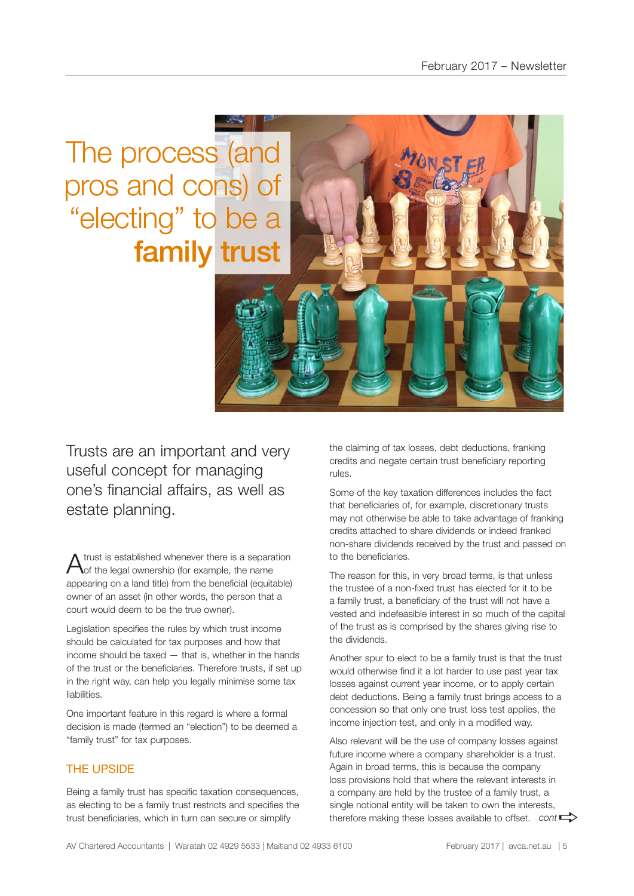# The process (and pros and cons) of “electing” to be a **family trust**

Trusts are an important and very useful concept for managing one’s financial affairs, as well as estate planning.

A trust is established whenever there is a separation of the legal ownership (for example, the name appearing on a land title) from the beneficial (equitable) owner of an asset (in other words, the person that a court would deem to be the true owner).

Legislation specifies the rules by which trust income should be calculated for tax purposes and how that income should be taxed — that is, whether in the hands of the trust or the beneficiaries. Therefore trusts, if set up in the right way, can help you legally minimise some tax liabilities.

One important feature in this regard is where a formal decision is made (termed an “election”) to be deemed a “family trust” for tax purposes.

## THE UPSIDE

Being a family trust has specific taxation consequences, as electing to be a family trust restricts and specifies the trust beneficiaries, which in turn can secure or simplify the claiming of tax losses, debt deductions, franking credits and negate certain trust beneficiary reporting rules.

Some of the key taxation differences includes the fact that beneficiaries of, for example, discretionary trusts may not otherwise be able to take advantage of franking credits attached to share dividends or indeed franked non-share dividends received by the trust and passed on to the beneficiaries.

The reason for this, in very broad terms, is that unless the trustee of a non-fixed trust has elected for it to be a family trust, a beneficiary of the trust will not have a vested and indefeasible interest in so much of the capital of the trust as is comprised by the shares giving rise to the dividends.

Another spur to elect to be a family trust is that the trust would otherwise find it a lot harder to use past year tax losses against current year income, or to apply certain debt deductions. Being a family trust brings access to a concession so that only one trust loss test applies, the income injection test, and only in a modified way.

Also relevant will be the use of company losses against future income where a company shareholder is a trust. Again in broad terms, this is because the company loss provisions hold that where the relevant interests in a company are held by the trustee of a family trust, a single notional entity will be taken to own the interests, therefore making these losses available to offset. *cont*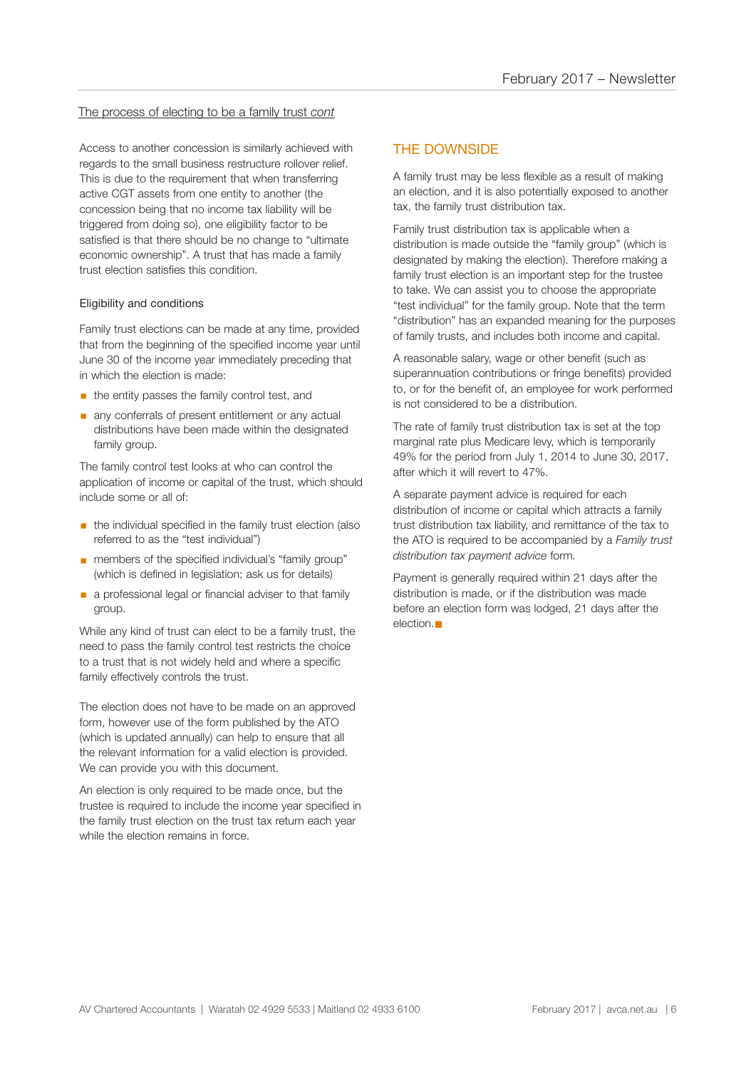The process of electing to be a family trust *cont*

Access to another concession is similarly achieved with regards to the small business restructure rollover relief. This is due to the requirement that when transferring active CGT assets from one entity to another (the concession being that no income tax liability will be triggered from doing so), one eligibility factor to be satisfied is that there should be no change to "ultimate economic ownership". A trust that has made a family trust election satisfies this condition.

### Eligibility and conditions

Family trust elections can be made at any time, provided that from the beginning of the specified income year until June 30 of the income year immediately preceding that in which the election is made:

- the entity passes the family control test, and
- any conferrals of present entitlement or any actual distributions have been made within the designated family group.

The family control test looks at who can control the application of income or capital of the trust, which should include some or all of:

- the individual specified in the family trust election (also referred to as the "test individual")
- members of the specified individual's "family group" (which is defined in legislation; ask us for details)
- a professional legal or financial adviser to that family group.

While any kind of trust can elect to be a family trust, the need to pass the family control test restricts the choice to a trust that is not widely held and where a specific family effectively controls the trust.

The election does not have to be made on an approved form, however use of the form published by the ATO (which is updated annually) can help to ensure that all the relevant information for a valid election is provided. We can provide you with this document.

An election is only required to be made once, but the trustee is required to include the income year specified in the family trust election on the trust tax return each year while the election remains in force.

## THE DOWNSIDE

A family trust may be less flexible as a result of making an election, and it is also potentially exposed to another tax, the family trust distribution tax.

Family trust distribution tax is applicable when a distribution is made outside the "family group" (which is designated by making the election). Therefore making a family trust election is an important step for the trustee to take. We can assist you to choose the appropriate "test individual" for the family group. Note that the term "distribution" has an expanded meaning for the purposes of family trusts, and includes both income and capital.

A reasonable salary, wage or other benefit (such as superannuation contributions or fringe benefits) provided to, or for the benefit of, an employee for work performed is not considered to be a distribution.

The rate of family trust distribution tax is set at the top marginal rate plus Medicare levy, which is temporarily 49% for the period from July 1, 2014 to June 30, 2017, after which it will revert to 47%.

A separate payment advice is required for each distribution of income or capital which attracts a family trust distribution tax liability, and remittance of the tax to the ATO is required to be accompanied by a *Family trust distribution tax payment advice* form.

Payment is generally required within 21 days after the distribution is made, or if the distribution was made before an election form was lodged, 21 days after the election.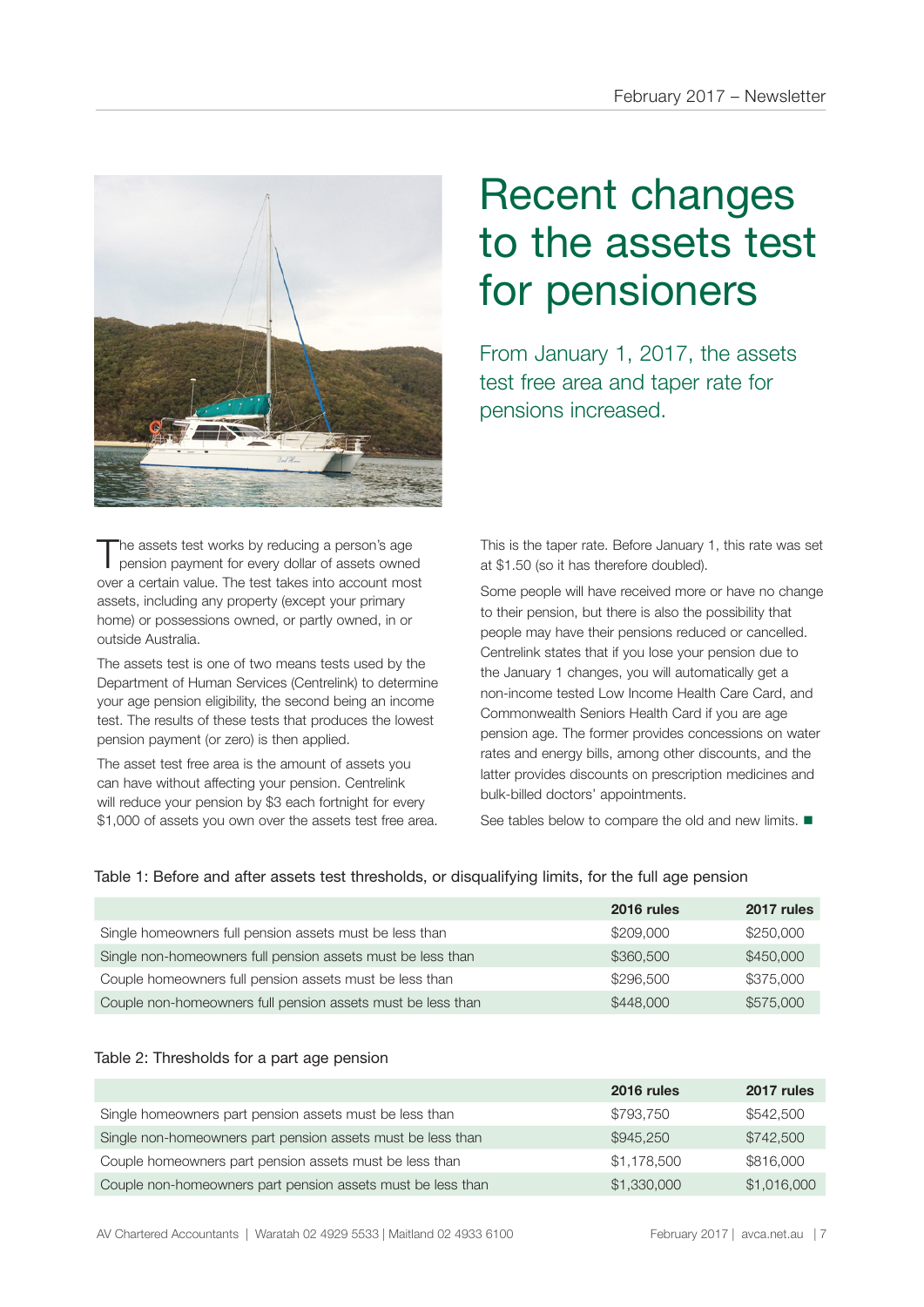# Recent changes to the assets test for pensioners

From January 1, 2017, the assets test free area and taper rate for pensions increased.

The assets test works by reducing a person's age pension payment for every dollar of assets owned over a certain value. The test takes into account most assets, including any property (except your primary home) or possessions owned, or partly owned, in or outside Australia.

The assets test is one of two means tests used by the Department of Human Services (Centrelink) to determine your age pension eligibility, the second being an income test. The results of these tests that produces the lowest pension payment (or zero) is then applied.

The asset test free area is the amount of assets you can have without affecting your pension. Centrelink will reduce your pension by $3 each fortnight for every $1,000 of assets you own over the assets test free area.

This is the taper rate. Before January 1, this rate was set at $1.50 (so it has therefore doubled).

Some people will have received more or have no change to their pension, but there is also the possibility that people may have their pensions reduced or cancelled. Centrelink states that if you lose your pension due to the January 1 changes, you will automatically get a non-income tested Low Income Health Care Card, and Commonwealth Seniors Health Card if you are age pension age. The former provides concessions on water rates and energy bills, among other discounts, and the latter provides discounts on prescription medicines and bulk-billed doctors' appointments.

See tables below to compare the old and new limits. ■

Table 1: Before and after assets test thresholds, or disqualifying limits, for the full age pension

| | **2016 rules** | **2017 rules** |
|---|---|---|
| Single homeowners full pension assets must be less than | $209,000 | $250,000 |
| Single non-homeowners full pension assets must be less than | $360,500 | $450,000 |
| Couple homeowners full pension assets must be less than | $296,500 | $375,000 |
| Couple non-homeowners full pension assets must be less than | $448,000 | $575,000 |

Table 2: Thresholds for a part age pension

| | **2016 rules** | **2017 rules** |
|---|---|---|
| Single homeowners part pension assets must be less than | $793,750 | $542,500 |
| Single non-homeowners part pension assets must be less than | $945,250 | $742,500 |
| Couple homeowners part pension assets must be less than | $1,178,500 | $816,000 |
| Couple non-homeowners part pension assets must be less than | $1,330,000 | $1,016,000 |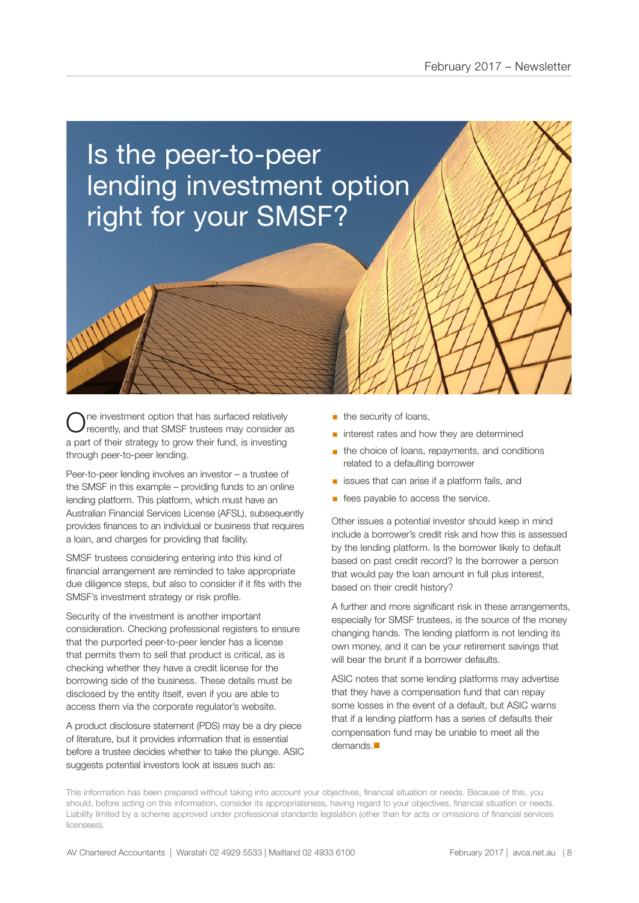# Is the peer-to-peer lending investment option right for your SMSF?

One investment option that has surfaced relatively recently, and that SMSF trustees may consider as a part of their strategy to grow their fund, is investing through peer-to-peer lending.

Peer-to-peer lending involves an investor – a trustee of the SMSF in this example – providing funds to an online lending platform. This platform, which must have an Australian Financial Services License (AFSL), subsequently provides finances to an individual or business that requires a loan, and charges for providing that facility.

SMSF trustees considering entering into this kind of financial arrangement are reminded to take appropriate due diligence steps, but also to consider if it fits with the SMSF's investment strategy or risk profile.

Security of the investment is another important consideration. Checking professional registers to ensure that the purported peer-to-peer lender has a license that permits them to sell that product is critical, as is checking whether they have a credit license for the borrowing side of the business. These details must be disclosed by the entity itself, even if you are able to access them via the corporate regulator's website.

A product disclosure statement (PDS) may be a dry piece of literature, but it provides information that is essential before a trustee decides whether to take the plunge. ASIC suggests potential investors look at issues such as:

- the security of loans,
- interest rates and how they are determined
- the choice of loans, repayments, and conditions related to a defaulting borrower
- issues that can arise if a platform fails, and
- fees payable to access the service.

Other issues a potential investor should keep in mind include a borrower's credit risk and how this is assessed by the lending platform. Is the borrower likely to default based on past credit record? Is the borrower a person that would pay the loan amount in full plus interest, based on their credit history?

A further and more significant risk in these arrangements, especially for SMSF trustees, is the source of the money changing hands. The lending platform is not lending its own money, and it can be your retirement savings that will bear the brunt if a borrower defaults.

ASIC notes that some lending platforms may advertise that they have a compensation fund that can repay some losses in the event of a default, but ASIC warns that if a lending platform has a series of defaults their compensation fund may be unable to meet all the demands.

This information has been prepared without taking into account your objectives, financial situation or needs. Because of this, you should, before acting on this information, consider its appropriateness, having regard to your objectives, financial situation or needs. Liability limited by a scheme approved under professional standards legislation (other than for acts or omissions of financial services licensees).